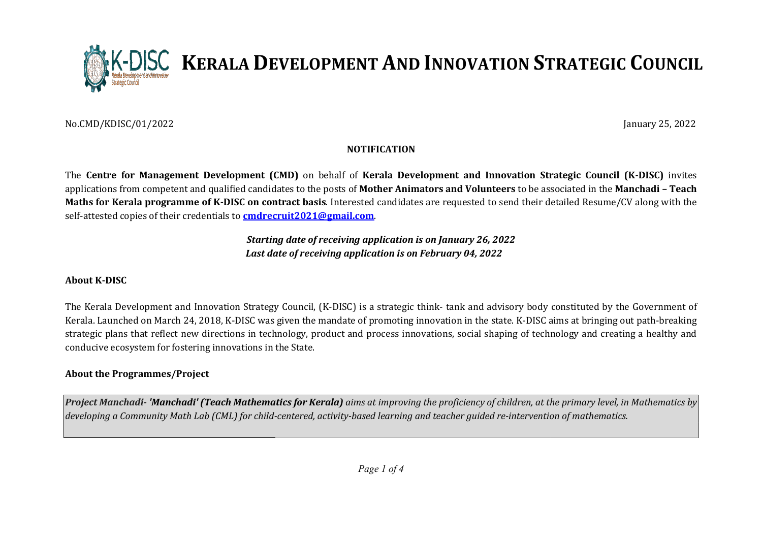# KERALA DEVELOPMENT AND INNOVATION STRATEGIC COUNCIL

No.CMD/KDISC/01/2022

January 25, 2022

**NOTIFICATION**

The **Centre for Management Development (CMD)** on behalf of **Kerala Development and Innovation Strategic Council (K-DISC)** invites applications from competent and qualified candidates to the posts of **Mother Animators and Volunteers** to be associated in the **Manchadi – Teach Maths for Kerala programme of K-DISC on contract basis**. Interested candidates are requested to send their detailed Resume/CV along with the self-attested copies of their credentials to **cmdrecruit2021@gmail.com**.

***Starting date of receiving application is on January 26, 2022***
***Last date of receiving application is on February 04, 2022***

**About K-DISC**

The Kerala Development and Innovation Strategy Council, (K-DISC) is a strategic think- tank and advisory body constituted by the Government of Kerala. Launched on March 24, 2018, K-DISC was given the mandate of promoting innovation in the state. K-DISC aims at bringing out path-breaking strategic plans that reflect new directions in technology, product and process innovations, social shaping of technology and creating a healthy and conducive ecosystem for fostering innovations in the State.

**About the Programmes/Project**

***Project Manchadi- 'Manchadi' (Teach Mathematics for Kerala)*** *aims at improving the proficiency of children, at the primary level, in Mathematics by developing a Community Math Lab (CML) for child-centered, activity-based learning and teacher guided re-intervention of mathematics.*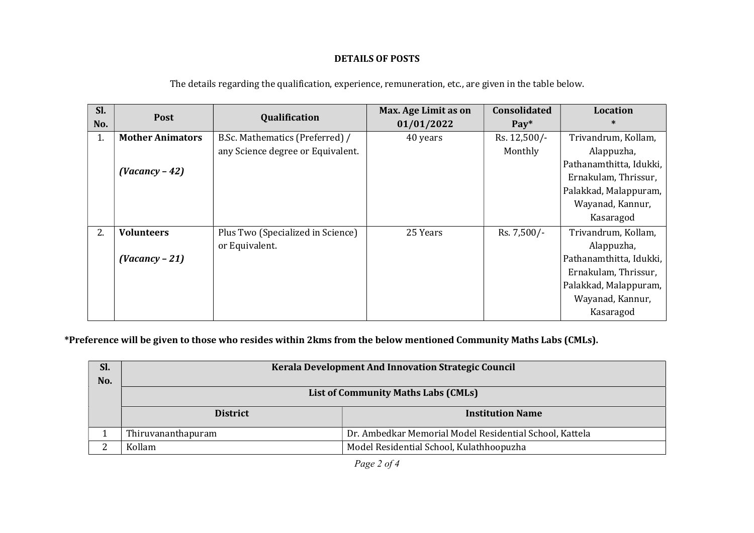**DETAILS OF POSTS**

The details regarding the qualification, experience, remuneration, etc., are given in the table below.

| Sl. No. | Post | Qualification | Max. Age Limit as on 01/01/2022 | Consolidated Pay* | Location * |
|---|---|---|---|---|---|
| 1. | **Mother Animators** *(Vacancy – 42)* | B.Sc. Mathematics (Preferred) / any Science degree or Equivalent. | 40 years | Rs. 12,500/- Monthly | Trivandrum, Kollam, Alappuzha, Pathanamthitta, Idukki, Ernakulam, Thrissur, Palakkad, Malappuram, Wayanad, Kannur, Kasaragod |
| 2. | **Volunteers** *(Vacancy – 21)* | Plus Two (Specialized in Science) or Equivalent. | 25 Years | Rs. 7,500/- | Trivandrum, Kollam, Alappuzha, Pathanamthitta, Idukki, Ernakulam, Thrissur, Palakkad, Malappuram, Wayanad, Kannur, Kasaragod |

**\*Preference will be given to those who resides within 2kms from the below mentioned Community Maths Labs (CMLs).**

| Sl. No. | Kerala Development And Innovation Strategic Council | |
|---|---|---|
| | List of Community Maths Labs (CMLs) | |
| | **District** | **Institution Name** |
| 1 | Thiruvananthapuram | Dr. Ambedkar Memorial Model Residential School, Kattela |
| 2 | Kollam | Model Residential School, Kulathhoopuzha |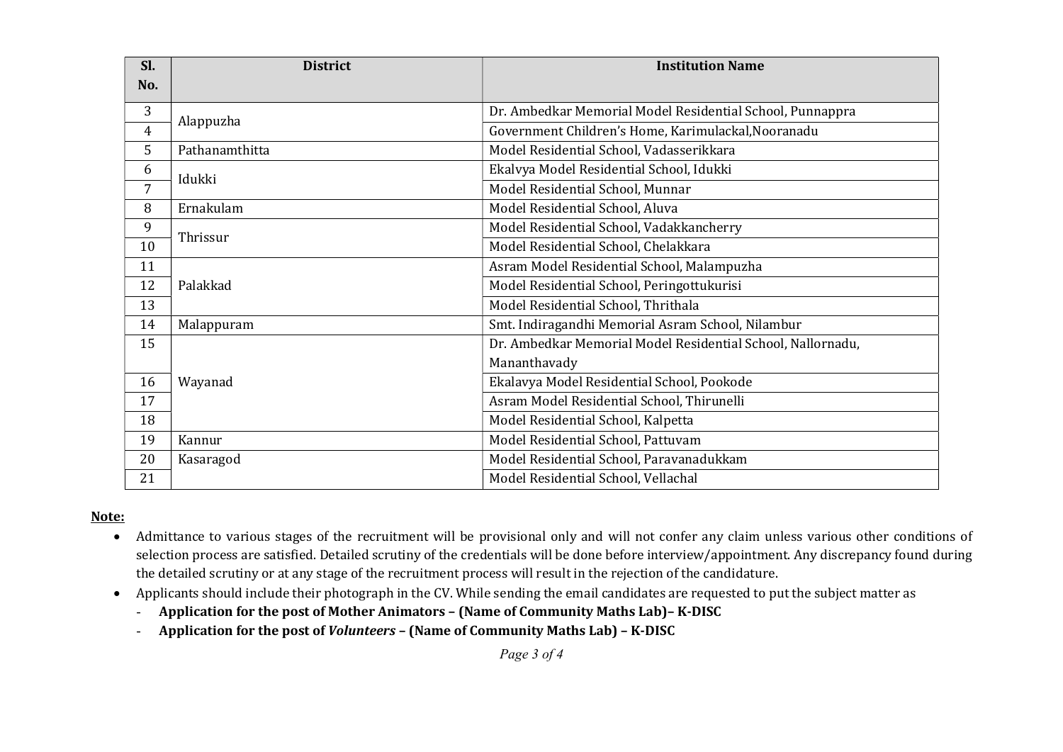| Sl. No. | District | Institution Name |
|---|---|---|
| 3 | Alappuzha | Dr. Ambedkar Memorial Model Residential School, Punnappra |
| 4 | | Government Children's Home, Karimulackal,Nooranadu |
| 5 | Pathanamthitta | Model Residential School, Vadasserikkara |
| 6 | Idukki | Ekalvya Model Residential School, Idukki |
| 7 | | Model Residential School, Munnar |
| 8 | Ernakulam | Model Residential School, Aluva |
| 9 | Thrissur | Model Residential School, Vadakkancherry |
| 10 | | Model Residential School, Chelakkara |
| 11 | Palakkad | Asram Model Residential School, Malampuzha |
| 12 | | Model Residential School, Peringottukurisi |
| 13 | | Model Residential School, Thrithala |
| 14 | Malappuram | Smt. Indiragandhi Memorial Asram School, Nilambur |
| 15 | Wayanad | Dr. Ambedkar Memorial Model Residential School, Nallornadu, Mananthavady |
| 16 | | Ekalavya Model Residential School, Pookode |
| 17 | | Asram Model Residential School, Thirunelli |
| 18 | | Model Residential School, Kalpetta |
| 19 | Kannur | Model Residential School, Pattuvam |
| 20 | Kasaragod | Model Residential School, Paravanadukkam |
| 21 | | Model Residential School, Vellachal |

**Note:**

- Admittance to various stages of the recruitment will be provisional only and will not confer any claim unless various other conditions of selection process are satisfied. Detailed scrutiny of the credentials will be done before interview/appointment. Any discrepancy found during the detailed scrutiny or at any stage of the recruitment process will result in the rejection of the candidature.
- Applicants should include their photograph in the CV. While sending the email candidates are requested to put the subject matter as
  - **Application for the post of Mother Animators – (Name of Community Maths Lab)– K-DISC**
  - **Application for the post of *Volunteers* – (Name of Community Maths Lab) – K-DISC**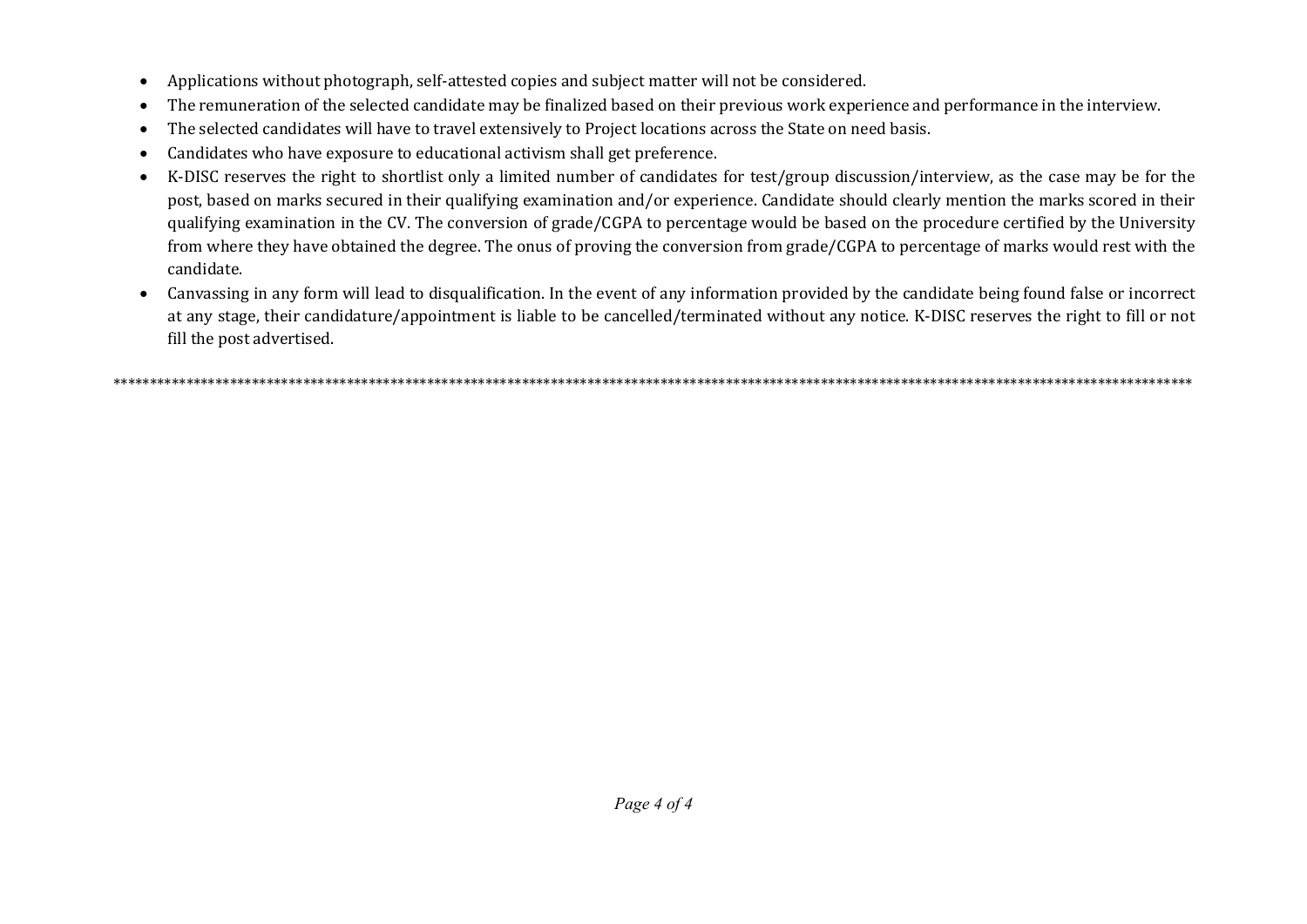- Applications without photograph, self-attested copies and subject matter will not be considered.
- The remuneration of the selected candidate may be finalized based on their previous work experience and performance in the interview.
- The selected candidates will have to travel extensively to Project locations across the State on need basis.
- Candidates who have exposure to educational activism shall get preference.
- K-DISC reserves the right to shortlist only a limited number of candidates for test/group discussion/interview, as the case may be for the post, based on marks secured in their qualifying examination and/or experience. Candidate should clearly mention the marks scored in their qualifying examination in the CV. The conversion of grade/CGPA to percentage would be based on the procedure certified by the University from where they have obtained the degree. The onus of proving the conversion from grade/CGPA to percentage of marks would rest with the candidate.
- Canvassing in any form will lead to disqualification. In the event of any information provided by the candidate being found false or incorrect at any stage, their candidature/appointment is liable to be cancelled/terminated without any notice. K-DISC reserves the right to fill or not fill the post advertised.

***********************************************************************************************************************************************************